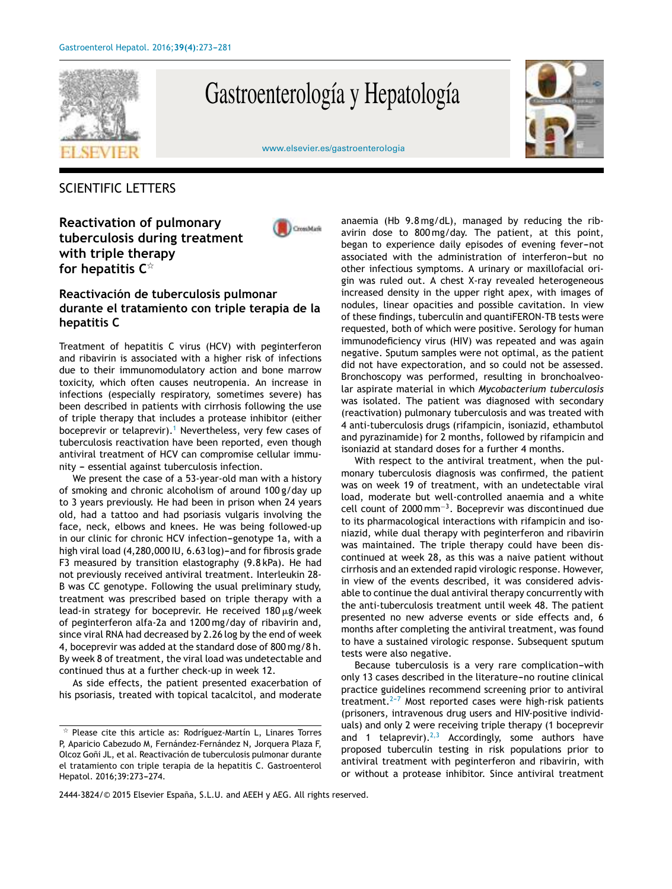## SCIENTIFIC LETTERS

# Reactivation of pulmonary tuberculosis during treatment with triple therapy for hepatitis C☆

## Reactivación de tuberculosis pulmonar durante el tratamiento con triple terapia de la hepatitis C

Treatment of hepatitis C virus (HCV) with peginterferon and ribavirin is associated with a higher risk of infections due to their immunomodulatory action and bone marrow toxicity, which often causes neutropenia. An increase in infections (especially respiratory, sometimes severe) has been described in patients with cirrhosis following the use of triple therapy that includes a protease inhibitor (either boceprevir or telaprevir).[1] Nevertheless, very few cases of tuberculosis reactivation have been reported, even though antiviral treatment of HCV can compromise cellular immunity – essential against tuberculosis infection.

We present the case of a 53-year-old man with a history of smoking and chronic alcoholism of around 100 g/day up to 3 years previously. He had been in prison when 24 years old, had a tattoo and had psoriasis vulgaris involving the face, neck, elbows and knees. He was being followed-up in our clinic for chronic HCV infection–genotype 1a, with a high viral load (4,280,000 IU, 6.63 log)–and for fibrosis grade F3 measured by transition elastography (9.8 kPa). He had not previously received antiviral treatment. Interleukin 28-B was CC genotype. Following the usual preliminary study, treatment was prescribed based on triple therapy with a lead-in strategy for boceprevir. He received 180 μg/week of peginterferon alfa-2a and 1200 mg/day of ribavirin and, since viral RNA had decreased by 2.26 log by the end of week 4, boceprevir was added at the standard dose of 800 mg/8 h. By week 8 of treatment, the viral load was undetectable and continued thus at a further check-up in week 12.

As side effects, the patient presented exacerbation of his psoriasis, treated with topical tacalcitol, and moderate anaemia (Hb 9.8 mg/dL), managed by reducing the ribavirin dose to 800 mg/day. The patient, at this point, began to experience daily episodes of evening fever–not associated with the administration of interferon–but no other infectious symptoms. A urinary or maxillofacial origin was ruled out. A chest X-ray revealed heterogeneous increased density in the upper right apex, with images of nodules, linear opacities and possible cavitation. In view of these findings, tuberculin and quantiFERON-TB tests were requested, both of which were positive. Serology for human immunodeficiency virus (HIV) was repeated and was again negative. Sputum samples were not optimal, as the patient did not have expectoration, and so could not be assessed. Bronchoscopy was performed, resulting in bronchoalveolar aspirate material in which *Mycobacterium tuberculosis* was isolated. The patient was diagnosed with secondary (reactivation) pulmonary tuberculosis and was treated with 4 anti-tuberculosis drugs (rifampicin, isoniazid, ethambutol and pyrazinamide) for 2 months, followed by rifampicin and isoniazid at standard doses for a further 4 months.

With respect to the antiviral treatment, when the pulmonary tuberculosis diagnosis was confirmed, the patient was on week 19 of treatment, with an undetectable viral load, moderate but well-controlled anaemia and a white cell count of 2000 mm$^{-3}$. Boceprevir was discontinued due to its pharmacological interactions with rifampicin and isoniazid, while dual therapy with peginterferon and ribavirin was maintained. The triple therapy could have been discontinued at week 28, as this was a naive patient without cirrhosis and an extended rapid virologic response. However, in view of the events described, it was considered advisable to continue the dual antiviral therapy concurrently with the anti-tuberculosis treatment until week 48. The patient presented no new adverse events or side effects and, 6 months after completing the antiviral treatment, was found to have a sustained virologic response. Subsequent sputum tests were also negative.

Because tuberculosis is a very rare complication–with only 13 cases described in the literature–no routine clinical practice guidelines recommend screening prior to antiviral treatment.[2–7] Most reported cases were high-risk patients (prisoners, intravenous drug users and HIV-positive individuals) and only 2 were receiving triple therapy (1 boceprevir and 1 telaprevir).[2,3] Accordingly, some authors have proposed tuberculin testing in risk populations prior to antiviral treatment with peginterferon and ribavirin, with or without a protease inhibitor. Since antiviral treatment

☆ Please cite this article as: Rodríguez-Martín L, Linares Torres P, Aparicio Cabezudo M, Fernández-Fernández N, Jorquera Plaza F, Olcoz Goñi JL, et al. Reactivación de tuberculosis pulmonar durante el tratamiento con triple terapia de la hepatitis C. Gastroenterol Hepatol. 2016;39:273–274.

2444-3824/© 2015 Elsevier España, S.L.U. and AEEH y AEG. All rights reserved.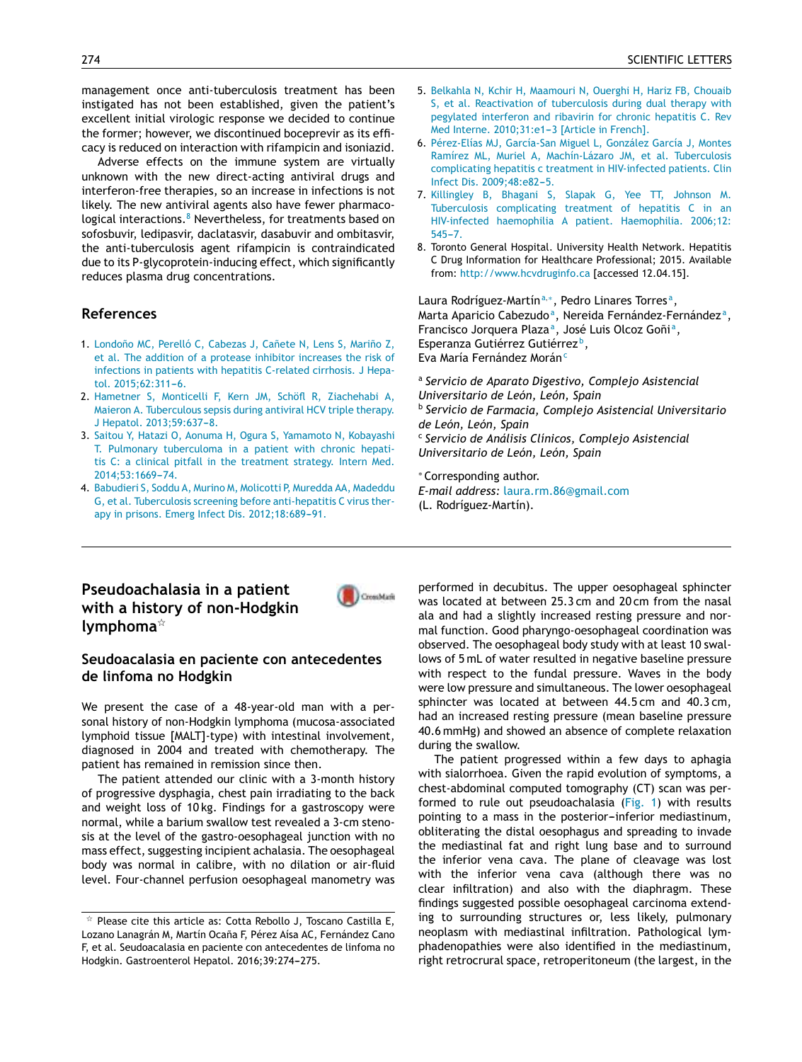management once anti-tuberculosis treatment has been instigated has not been established, given the patient's excellent initial virologic response we decided to continue the former; however, we discontinued boceprevir as its efficacy is reduced on interaction with rifampicin and isoniazid.

Adverse effects on the immune system are virtually unknown with the new direct-acting antiviral drugs and interferon-free therapies, so an increase in infections is not likely. The new antiviral agents also have fewer pharmacological interactions.[8] Nevertheless, for treatments based on sofosbuvir, ledipasvir, daclatasvir, dasabuvir and ombitasvir, the anti-tuberculosis agent rifampicin is contraindicated due to its P-glycoprotein-inducing effect, which significantly reduces plasma drug concentrations.

## References

1. Londoño MC, Perelló C, Cabezas J, Cañete N, Lens S, Mariño Z, et al. The addition of a protease inhibitor increases the risk of infections in patients with hepatitis C-related cirrhosis. J Hepatol. 2015;62:311–6.
2. Hametner S, Monticelli F, Kern JM, Schöfl R, Ziachehabi A, Maieron A. Tuberculous sepsis during antiviral HCV triple therapy. J Hepatol. 2013;59:637–8.
3. Saitou Y, Hatazi O, Aonuma H, Ogura S, Yamamoto N, Kobayashi T. Pulmonary tuberculoma in a patient with chronic hepatitis C: a clinical pitfall in the treatment strategy. Intern Med. 2014;53:1669–74.
4. Babudieri S, Soddu A, Murino M, Molicotti P, Muredda AA, Madeddu G, et al. Tuberculosis screening before anti-hepatitis C virus therapy in prisons. Emerg Infect Dis. 2012;18:689–91.
5. Belkahla N, Kchir H, Maamouri N, Ouerghi H, Hariz FB, Chouaib S, et al. Reactivation of tuberculosis during dual therapy with pegylated interferon and ribavirin for chronic hepatitis C. Rev Med Interne. 2010;31:e1–3 [Article in French].
6. Pérez-Elías MJ, García-San Miguel L, González García J, Montes Ramírez ML, Muriel A, Machín-Lázaro JM, et al. Tuberculosis complicating hepatitis c treatment in HIV-infected patients. Clin Infect Dis. 2009;48:e82–5.
7. Killingley B, Bhagani S, Slapak G, Yee TT, Johnson M. Tuberculosis complicating treatment of hepatitis C in an HIV-infected haemophilia A patient. Haemophilia. 2006;12:545–7.
8. Toronto General Hospital. University Health Network. Hepatitis C Drug Information for Healthcare Professional; 2015. Available from: http://www.hcvdruginfo.ca [accessed 12.04.15].

Laura Rodríguez-Martín[a,*], Pedro Linares Torres[a], Marta Aparicio Cabezudo[a], Nereida Fernández-Fernández[a], Francisco Jorquera Plaza[a], José Luis Olcoz Goñi[a], Esperanza Gutiérrez Gutiérrez[b], Eva María Fernández Morán[c]

[a] *Servicio de Aparato Digestivo, Complejo Asistencial Universitario de León, León, Spain*
[b] *Servicio de Farmacia, Complejo Asistencial Universitario de León, León, Spain*
[c] *Servicio de Análisis Clínicos, Complejo Asistencial Universitario de León, León, Spain*

* Corresponding author.
*E-mail address:* laura.rm.86@gmail.com
(L. Rodríguez-Martín).

# Pseudoachalasia in a patient with a history of non-Hodgkin lymphoma☆

## Seudoacalasia en paciente con antecedentes de linfoma no Hodgkin

We present the case of a 48-year-old man with a personal history of non-Hodgkin lymphoma (mucosa-associated lymphoid tissue [MALT]-type) with intestinal involvement, diagnosed in 2004 and treated with chemotherapy. The patient has remained in remission since then.

The patient attended our clinic with a 3-month history of progressive dysphagia, chest pain irradiating to the back and weight loss of 10 kg. Findings for a gastroscopy were normal, while a barium swallow test revealed a 3-cm stenosis at the level of the gastro-oesophageal junction with no mass effect, suggesting incipient achalasia. The oesophageal body was normal in calibre, with no dilation or air-fluid level. Four-channel perfusion oesophageal manometry was performed in decubitus. The upper oesophageal sphincter was located at between 25.3 cm and 20 cm from the nasal ala and had a slightly increased resting pressure and normal function. Good pharyngo-oesophageal coordination was observed. The oesophageal body study with at least 10 swallows of 5 mL of water resulted in negative baseline pressure with respect to the fundal pressure. Waves in the body were low pressure and simultaneous. The lower oesophageal sphincter was located at between 44.5 cm and 40.3 cm, had an increased resting pressure (mean baseline pressure 40.6 mmHg) and showed an absence of complete relaxation during the swallow.

The patient progressed within a few days to aphagia with sialorrhoea. Given the rapid evolution of symptoms, a chest-abdominal computed tomography (CT) scan was performed to rule out pseudoachalasia (Fig. 1) with results pointing to a mass in the posterior–inferior mediastinum, obliterating the distal oesophagus and spreading to invade the mediastinal fat and right lung base and to surround the inferior vena cava. The plane of cleavage was lost with the inferior vena cava (although there was no clear infiltration) and also with the diaphragm. These findings suggested possible oesophageal carcinoma extending to surrounding structures or, less likely, pulmonary neoplasm with mediastinal infiltration. Pathological lymphadenopathies were also identified in the mediastinum, right retrocrural space, retroperitoneum (the largest, in the

☆ Please cite this article as: Cotta Rebollo J, Toscano Castilla E, Lozano Lanagrán M, Martín Ocaña F, Pérez Aísa AC, Fernández Cano F, et al. Seudoacalasia en paciente con antecedentes de linfoma no Hodgkin. Gastroenterol Hepatol. 2016;39:274–275.